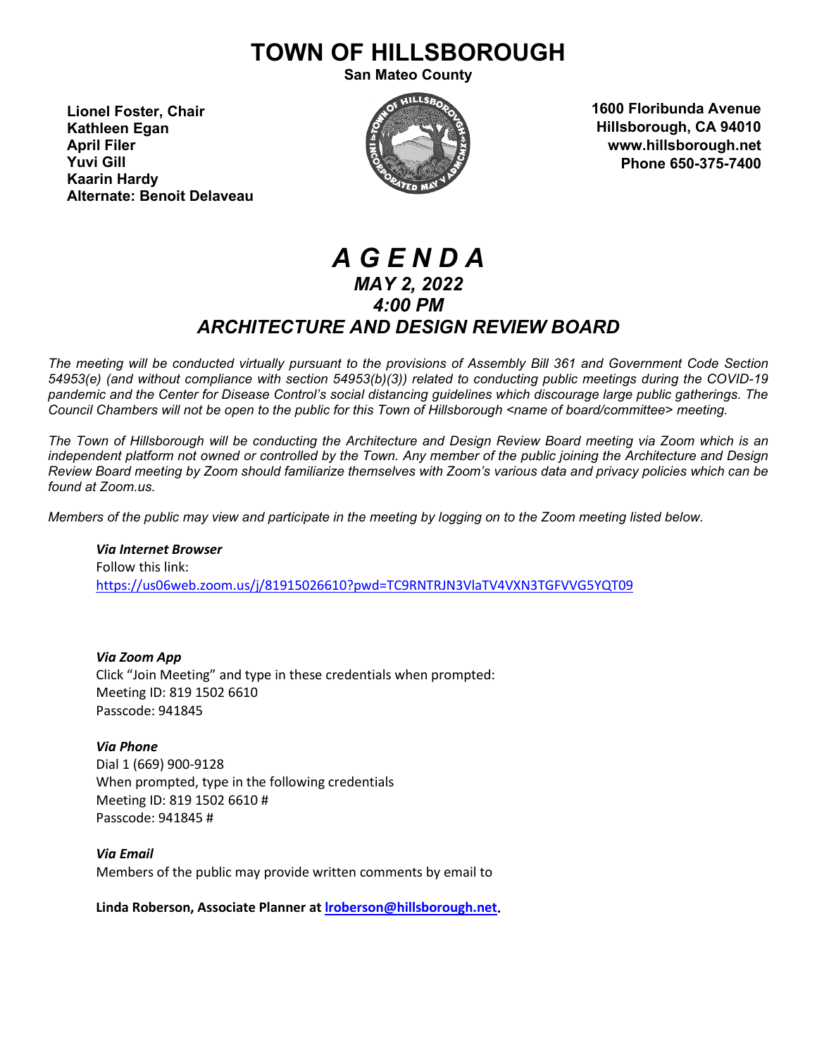# TOWN OF HILLSBOROUGH

**San Mateo County**

**Lionel Foster, Chair**
**Kathleen Egan**
**April Filer**
**Yuvi Gill**
**Kaarin Hardy**
**Alternate: Benoit Delaveau**

**1600 Floribunda Avenue**
**Hillsborough, CA 94010**
**www.hillsborough.net**
**Phone 650-375-7400**

# *A G E N D A*

## *MAY 2, 2022*

## *4:00 PM*

## *ARCHITECTURE AND DESIGN REVIEW BOARD*

*The meeting will be conducted virtually pursuant to the provisions of Assembly Bill 361 and Government Code Section 54953(e) (and without compliance with section 54953(b)(3)) related to conducting public meetings during the COVID-19 pandemic and the Center for Disease Control's social distancing guidelines which discourage large public gatherings. The Council Chambers will not be open to the public for this Town of Hillsborough <name of board/committee> meeting.*

*The Town of Hillsborough will be conducting the Architecture and Design Review Board meeting via Zoom which is an independent platform not owned or controlled by the Town. Any member of the public joining the Architecture and Design Review Board meeting by Zoom should familiarize themselves with Zoom's various data and privacy policies which can be found at Zoom.us.*

*Members of the public may view and participate in the meeting by logging on to the Zoom meeting listed below.*

***Via Internet Browser***
Follow this link:
https://us06web.zoom.us/j/81915026610?pwd=TC9RNTRJN3VlaTV4VXN3TGFVVG5YQT09

***Via Zoom App***
Click "Join Meeting" and type in these credentials when prompted:
Meeting ID: 819 1502 6610
Passcode: 941845

***Via Phone***
Dial 1 (669) 900-9128
When prompted, type in the following credentials
Meeting ID: 819 1502 6610 #
Passcode: 941845 #

***Via Email***
Members of the public may provide written comments by email to

**Linda Roberson, Associate Planner at lroberson@hillsborough.net.**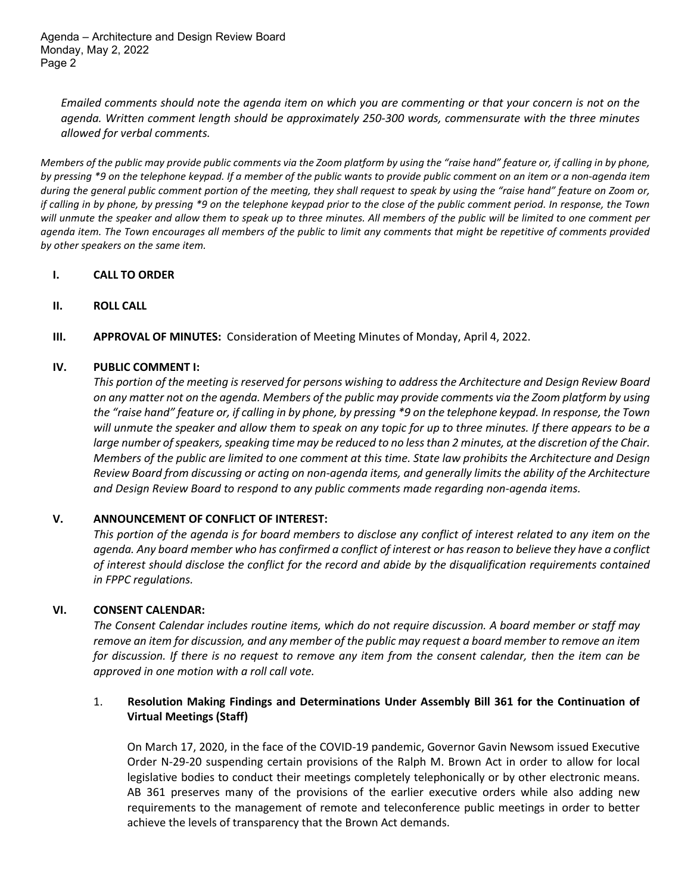*Emailed comments should note the agenda item on which you are commenting or that your concern is not on the agenda. Written comment length should be approximately 250-300 words, commensurate with the three minutes allowed for verbal comments.*

*Members of the public may provide public comments via the Zoom platform by using the "raise hand" feature or, if calling in by phone, by pressing *9 on the telephone keypad. If a member of the public wants to provide public comment on an item or a non-agenda item during the general public comment portion of the meeting, they shall request to speak by using the "raise hand" feature on Zoom or, if calling in by phone, by pressing *9 on the telephone keypad prior to the close of the public comment period. In response, the Town will unmute the speaker and allow them to speak up to three minutes. All members of the public will be limited to one comment per agenda item. The Town encourages all members of the public to limit any comments that might be repetitive of comments provided by other speakers on the same item.*

## I. CALL TO ORDER

## II. ROLL CALL

## III. APPROVAL OF MINUTES: Consideration of Meeting Minutes of Monday, April 4, 2022.

## IV. PUBLIC COMMENT I:

*This portion of the meeting is reserved for persons wishing to address the Architecture and Design Review Board on any matter not on the agenda. Members of the public may provide comments via the Zoom platform by using the "raise hand" feature or, if calling in by phone, by pressing *9 on the telephone keypad. In response, the Town will unmute the speaker and allow them to speak on any topic for up to three minutes. If there appears to be a large number of speakers, speaking time may be reduced to no less than 2 minutes, at the discretion of the Chair. Members of the public are limited to one comment at this time. State law prohibits the Architecture and Design Review Board from discussing or acting on non-agenda items, and generally limits the ability of the Architecture and Design Review Board to respond to any public comments made regarding non-agenda items.*

## V. ANNOUNCEMENT OF CONFLICT OF INTEREST:

*This portion of the agenda is for board members to disclose any conflict of interest related to any item on the agenda. Any board member who has confirmed a conflict of interest or has reason to believe they have a conflict of interest should disclose the conflict for the record and abide by the disqualification requirements contained in FPPC regulations.*

## VI. CONSENT CALENDAR:

*The Consent Calendar includes routine items, which do not require discussion. A board member or staff may remove an item for discussion, and any member of the public may request a board member to remove an item for discussion. If there is no request to remove any item from the consent calendar, then the item can be approved in one motion with a roll call vote.*

1. **Resolution Making Findings and Determinations Under Assembly Bill 361 for the Continuation of Virtual Meetings (Staff)**

   On March 17, 2020, in the face of the COVID-19 pandemic, Governor Gavin Newsom issued Executive Order N-29-20 suspending certain provisions of the Ralph M. Brown Act in order to allow for local legislative bodies to conduct their meetings completely telephonically or by other electronic means. AB 361 preserves many of the provisions of the earlier executive orders while also adding new requirements to the management of remote and teleconference public meetings in order to better achieve the levels of transparency that the Brown Act demands.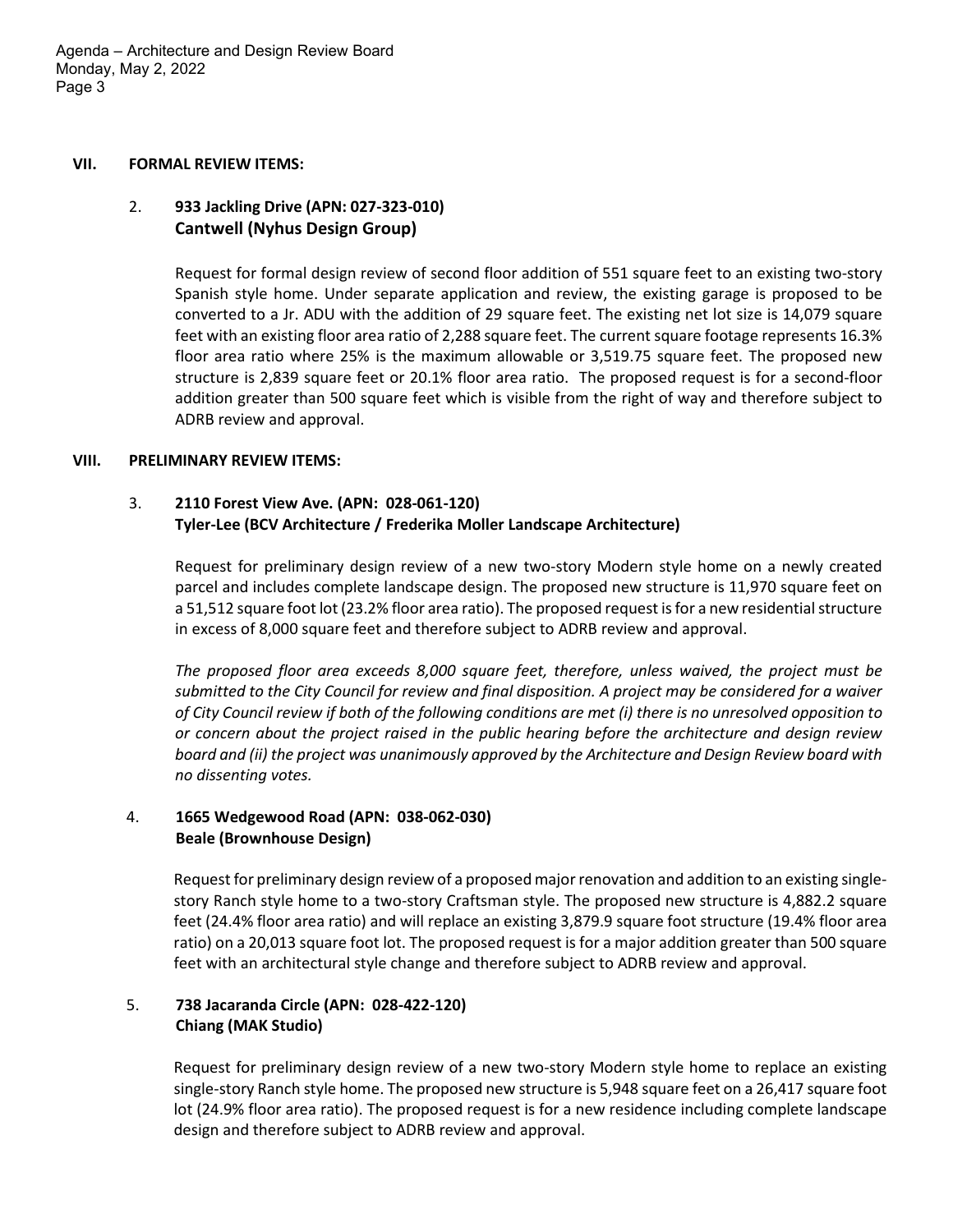## VII. FORMAL REVIEW ITEMS:

### 2. **933 Jackling Drive (APN: 027-323-010)**
**Cantwell (Nyhus Design Group)**

Request for formal design review of second floor addition of 551 square feet to an existing two-story Spanish style home. Under separate application and review, the existing garage is proposed to be converted to a Jr. ADU with the addition of 29 square feet. The existing net lot size is 14,079 square feet with an existing floor area ratio of 2,288 square feet. The current square footage represents 16.3% floor area ratio where 25% is the maximum allowable or 3,519.75 square feet. The proposed new structure is 2,839 square feet or 20.1% floor area ratio. The proposed request is for a second-floor addition greater than 500 square feet which is visible from the right of way and therefore subject to ADRB review and approval.

## VIII. PRELIMINARY REVIEW ITEMS:

### 3. **2110 Forest View Ave. (APN: 028-061-120)**
**Tyler-Lee (BCV Architecture / Frederika Moller Landscape Architecture)**

Request for preliminary design review of a new two-story Modern style home on a newly created parcel and includes complete landscape design. The proposed new structure is 11,970 square feet on a 51,512 square foot lot (23.2% floor area ratio). The proposed request is for a new residential structure in excess of 8,000 square feet and therefore subject to ADRB review and approval.

*The proposed floor area exceeds 8,000 square feet, therefore, unless waived, the project must be submitted to the City Council for review and final disposition. A project may be considered for a waiver of City Council review if both of the following conditions are met (i) there is no unresolved opposition to or concern about the project raised in the public hearing before the architecture and design review board and (ii) the project was unanimously approved by the Architecture and Design Review board with no dissenting votes.*

### 4. **1665 Wedgewood Road (APN: 038-062-030)**
**Beale (Brownhouse Design)**

Request for preliminary design review of a proposed major renovation and addition to an existing single-story Ranch style home to a two-story Craftsman style. The proposed new structure is 4,882.2 square feet (24.4% floor area ratio) and will replace an existing 3,879.9 square foot structure (19.4% floor area ratio) on a 20,013 square foot lot. The proposed request is for a major addition greater than 500 square feet with an architectural style change and therefore subject to ADRB review and approval.

### 5. **738 Jacaranda Circle (APN: 028-422-120)**
**Chiang (MAK Studio)**

Request for preliminary design review of a new two-story Modern style home to replace an existing single-story Ranch style home. The proposed new structure is 5,948 square feet on a 26,417 square foot lot (24.9% floor area ratio). The proposed request is for a new residence including complete landscape design and therefore subject to ADRB review and approval.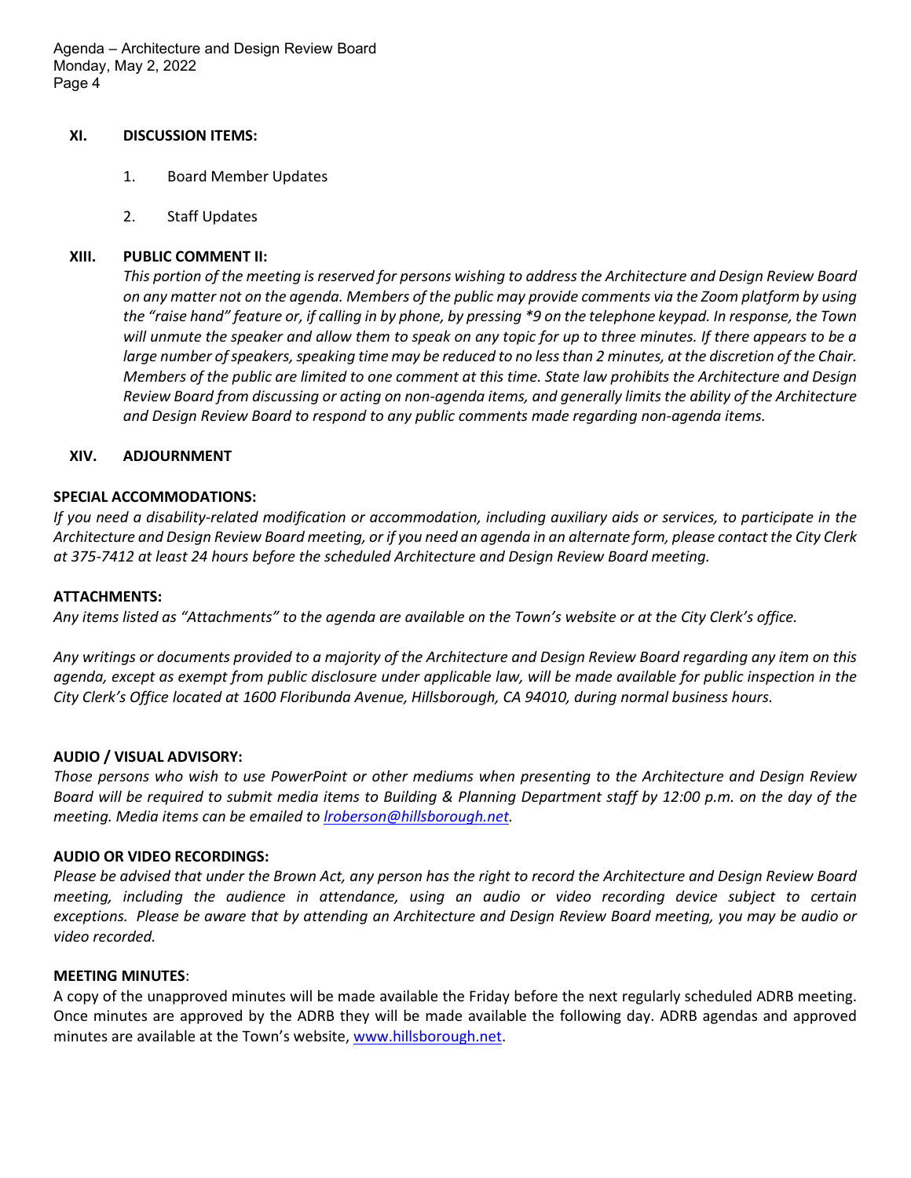## XI. DISCUSSION ITEMS:

1. Board Member Updates

2. Staff Updates

## XIII. PUBLIC COMMENT II:

*This portion of the meeting is reserved for persons wishing to address the Architecture and Design Review Board on any matter not on the agenda. Members of the public may provide comments via the Zoom platform by using the "raise hand" feature or, if calling in by phone, by pressing *9 on the telephone keypad. In response, the Town will unmute the speaker and allow them to speak on any topic for up to three minutes. If there appears to be a large number of speakers, speaking time may be reduced to no less than 2 minutes, at the discretion of the Chair. Members of the public are limited to one comment at this time. State law prohibits the Architecture and Design Review Board from discussing or acting on non-agenda items, and generally limits the ability of the Architecture and Design Review Board to respond to any public comments made regarding non-agenda items.*

## XIV. ADJOURNMENT

**SPECIAL ACCOMMODATIONS:**

*If you need a disability-related modification or accommodation, including auxiliary aids or services, to participate in the Architecture and Design Review Board meeting, or if you need an agenda in an alternate form, please contact the City Clerk at 375-7412 at least 24 hours before the scheduled Architecture and Design Review Board meeting.*

**ATTACHMENTS:**

*Any items listed as "Attachments" to the agenda are available on the Town's website or at the City Clerk's office.*

*Any writings or documents provided to a majority of the Architecture and Design Review Board regarding any item on this agenda, except as exempt from public disclosure under applicable law, will be made available for public inspection in the City Clerk's Office located at 1600 Floribunda Avenue, Hillsborough, CA 94010, during normal business hours.*

**AUDIO / VISUAL ADVISORY:**

*Those persons who wish to use PowerPoint or other mediums when presenting to the Architecture and Design Review Board will be required to submit media items to Building & Planning Department staff by 12:00 p.m. on the day of the meeting. Media items can be emailed to lroberson@hillsborough.net.*

**AUDIO OR VIDEO RECORDINGS:**

*Please be advised that under the Brown Act, any person has the right to record the Architecture and Design Review Board meeting, including the audience in attendance, using an audio or video recording device subject to certain exceptions. Please be aware that by attending an Architecture and Design Review Board meeting, you may be audio or video recorded.*

**MEETING MINUTES**:

A copy of the unapproved minutes will be made available the Friday before the next regularly scheduled ADRB meeting. Once minutes are approved by the ADRB they will be made available the following day. ADRB agendas and approved minutes are available at the Town's website, www.hillsborough.net.